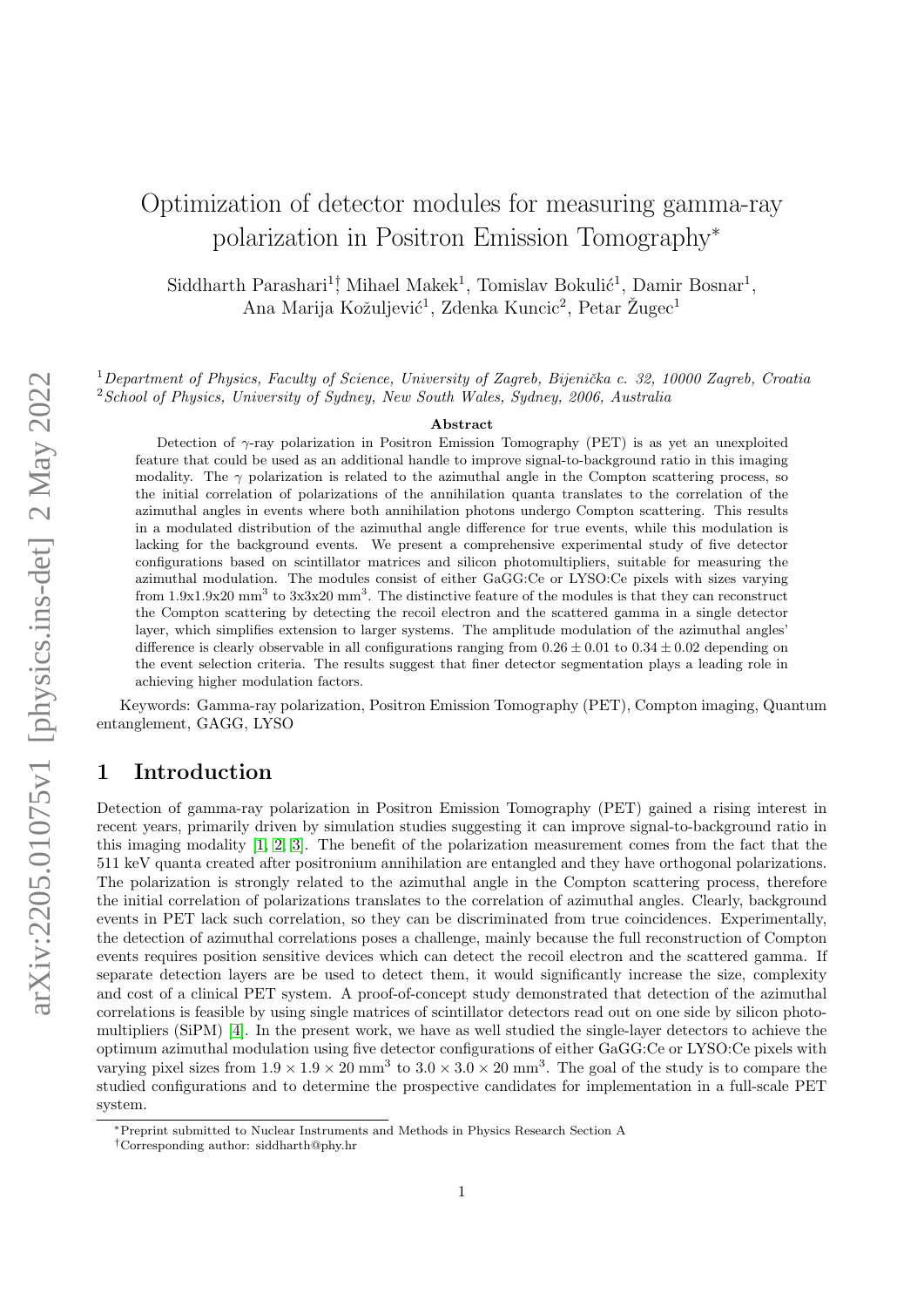# Optimization of detector modules for measuring gamma-ray polarization in Positron Emission Tomography*

Siddharth Parashari[1]†, Mihael Makek[1], Tomislav Bokulić[1], Damir Bosnar[1], Ana Marija Kožuljević[1], Zdenka Kuncic[2], Petar Žugec[1]

[1] *Department of Physics, Faculty of Science, University of Zagreb, Bijenička c. 32, 10000 Zagreb, Croatia*
[2] *School of Physics, University of Sydney, New South Wales, Sydney, 2006, Australia*

**Abstract**

Detection of $\gamma$-ray polarization in Positron Emission Tomography (PET) is as yet an unexploited feature that could be used as an additional handle to improve signal-to-background ratio in this imaging modality. The $\gamma$ polarization is related to the azimuthal angle in the Compton scattering process, so the initial correlation of polarizations of the annihilation quanta translates to the correlation of the azimuthal angles in events where both annihilation photons undergo Compton scattering. This results in a modulated distribution of the azimuthal angle difference for true events, while this modulation is lacking for the background events. We present a comprehensive experimental study of five detector configurations based on scintillator matrices and silicon photomultipliers, suitable for measuring the azimuthal modulation. The modules consist of either GaGG:Ce or LYSO:Ce pixels with sizes varying from 1.9x1.9x20 mm$^3$ to 3x3x20 mm$^3$. The distinctive feature of the modules is that they can reconstruct the Compton scattering by detecting the recoil electron and the scattered gamma in a single detector layer, which simplifies extension to larger systems. The amplitude modulation of the azimuthal angles' difference is clearly observable in all configurations ranging from $0.26 \pm 0.01$ to $0.34 \pm 0.02$ depending on the event selection criteria. The results suggest that finer detector segmentation plays a leading role in achieving higher modulation factors.

Keywords: Gamma-ray polarization, Positron Emission Tomography (PET), Compton imaging, Quantum entanglement, GAGG, LYSO

## 1 Introduction

Detection of gamma-ray polarization in Positron Emission Tomography (PET) gained a rising interest in recent years, primarily driven by simulation studies suggesting it can improve signal-to-background ratio in this imaging modality [1, 2, 3]. The benefit of the polarization measurement comes from the fact that the 511 keV quanta created after positronium annihilation are entangled and they have orthogonal polarizations. The polarization is strongly related to the azimuthal angle in the Compton scattering process, therefore the initial correlation of polarizations translates to the correlation of azimuthal angles. Clearly, background events in PET lack such correlation, so they can be discriminated from true coincidences. Experimentally, the detection of azimuthal correlations poses a challenge, mainly because the full reconstruction of Compton events requires position sensitive devices which can detect the recoil electron and the scattered gamma. If separate detection layers are be used to detect them, it would significantly increase the size, complexity and cost of a clinical PET system. A proof-of-concept study demonstrated that detection of the azimuthal correlations is feasible by using single matrices of scintillator detectors read out on one side by silicon photomultipliers (SiPM) [4]. In the present work, we have as well studied the single-layer detectors to achieve the optimum azimuthal modulation using five detector configurations of either GaGG:Ce or LYSO:Ce pixels with varying pixel sizes from $1.9 \times 1.9 \times 20$ mm$^3$ to $3.0 \times 3.0 \times 20$ mm$^3$. The goal of the study is to compare the studied configurations and to determine the prospective candidates for implementation in a full-scale PET system.

*Preprint submitted to Nuclear Instruments and Methods in Physics Research Section A
†Corresponding author: siddharth@phy.hr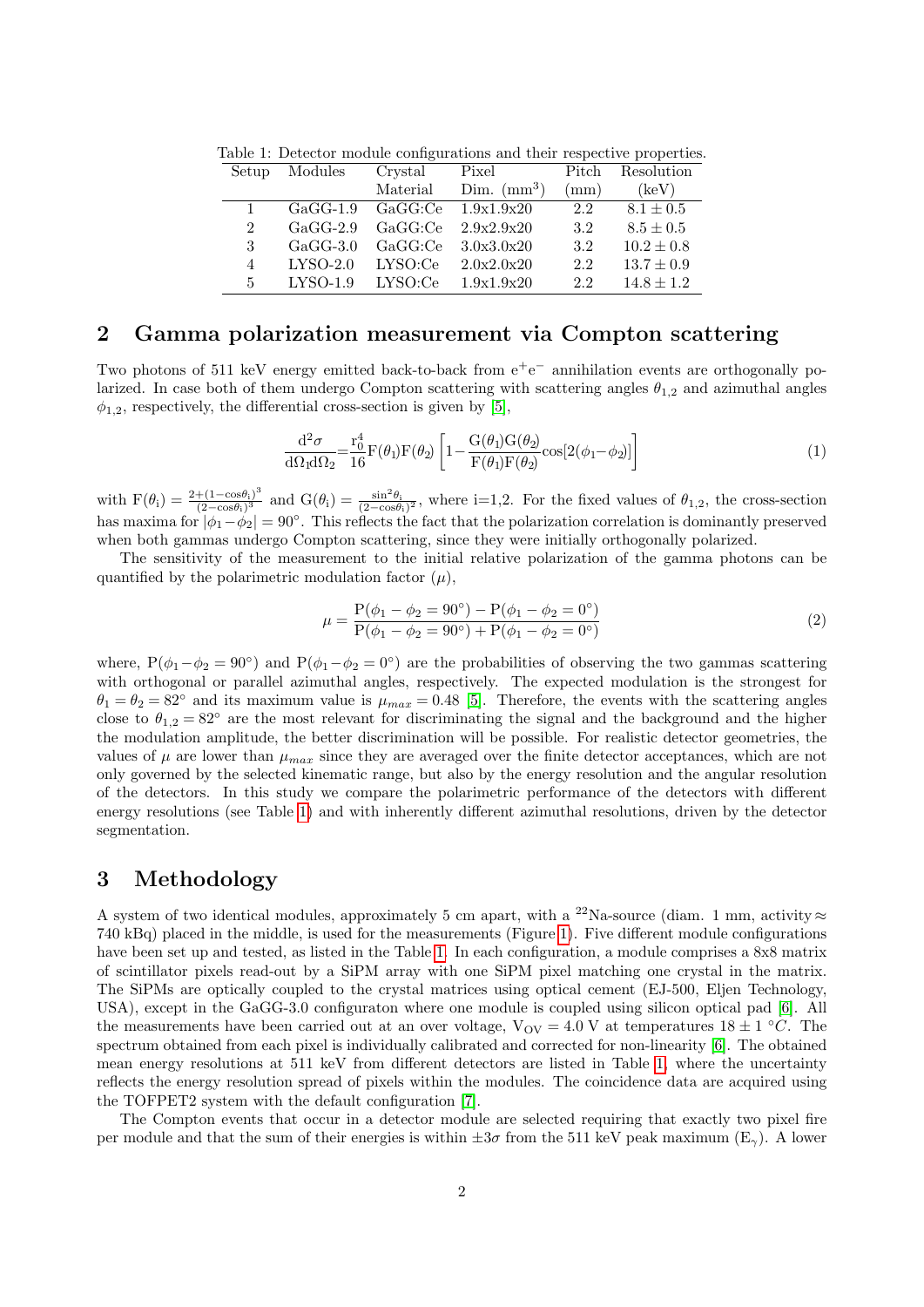Table 1: Detector module configurations and their respective properties.

| Setup | Modules | Crystal Material | Pixel Dim. ($mm^3$) | Pitch (mm) | Resolution (keV) |
|---|---|---|---|---|---|
| 1 | GaGG-1.9 | GaGG:Ce | 1.9x1.9x20 | 2.2 | $8.1 \pm 0.5$ |
| 2 | GaGG-2.9 | GaGG:Ce | 2.9x2.9x20 | 3.2 | $8.5 \pm 0.5$ |
| 3 | GaGG-3.0 | GaGG:Ce | 3.0x3.0x20 | 3.2 | $10.2 \pm 0.8$ |
| 4 | LYSO-2.0 | LYSO:Ce | 2.0x2.0x20 | 2.2 | $13.7 \pm 0.9$ |
| 5 | LYSO-1.9 | LYSO:Ce | 1.9x1.9x20 | 2.2 | $14.8 \pm 1.2$ |

## 2 Gamma polarization measurement via Compton scattering

Two photons of 511 keV energy emitted back-to-back from $e^+e^-$ annihilation events are orthogonally polarized. In case both of them undergo Compton scattering with scattering angles $\theta_{1,2}$ and azimuthal angles $\phi_{1,2}$, respectively, the differential cross-section is given by [5],

$$\frac{d^2\sigma}{d\Omega_1 d\Omega_2} = \frac{r_0^4}{16} F(\theta_1) F(\theta_2) \left[ 1 - \frac{G(\theta_1) G(\theta_2)}{F(\theta_1) F(\theta_2)} \cos[2(\phi_1 - \phi_2)] \right] \tag{1}$$

with $F(\theta_i) = \frac{2 + (1 - \cos\theta_i)^3}{(2 - \cos\theta_i)^3}$ and $G(\theta_i) = \frac{\sin^2\theta_i}{(2 - \cos\theta_i)^2}$, where i=1,2. For the fixed values of $\theta_{1,2}$, the cross-section has maxima for $|\phi_1 - \phi_2| = 90°$. This reflects the fact that the polarization correlation is dominantly preserved when both gammas undergo Compton scattering, since they were initially orthogonally polarized.

The sensitivity of the measurement to the initial relative polarization of the gamma photons can be quantified by the polarimetric modulation factor ($\mu$),

$$\mu = \frac{P(\phi_1 - \phi_2 = 90°) - P(\phi_1 - \phi_2 = 0°)}{P(\phi_1 - \phi_2 = 90°) + P(\phi_1 - \phi_2 = 0°)} \tag{2}$$

where, $P(\phi_1 - \phi_2 = 90°)$ and $P(\phi_1 - \phi_2 = 0°)$ are the probabilities of observing the two gammas scattering with orthogonal or parallel azimuthal angles, respectively. The expected modulation is the strongest for $\theta_1 = \theta_2 = 82°$ and its maximum value is $\mu_{max} = 0.48$ [5]. Therefore, the events with the scattering angles close to $\theta_{1,2} = 82°$ are the most relevant for discriminating the signal and the background and the higher the modulation amplitude, the better discrimination will be possible. For realistic detector geometries, the values of $\mu$ are lower than $\mu_{max}$ since they are averaged over the finite detector acceptances, which are not only governed by the selected kinematic range, but also by the energy resolution and the angular resolution of the detectors. In this study we compare the polarimetric performance of the detectors with different energy resolutions (see Table 1) and with inherently different azimuthal resolutions, driven by the detector segmentation.

## 3 Methodology

A system of two identical modules, approximately 5 cm apart, with a $^{22}$Na-source (diam. 1 mm, activity $\approx$ 740 kBq) placed in the middle, is used for the measurements (Figure 1). Five different module configurations have been set up and tested, as listed in the Table 1. In each configuration, a module comprises a 8x8 matrix of scintillator pixels read-out by a SiPM array with one SiPM pixel matching one crystal in the matrix. The SiPMs are optically coupled to the crystal matrices using optical cement (EJ-500, Eljen Technology, USA), except in the GaGG-3.0 configuraton where one module is coupled using silicon optical pad [6]. All the measurements have been carried out at an over voltage, $V_{OV} = 4.0$ V at temperatures $18 \pm 1$ °$C$. The spectrum obtained from each pixel is individually calibrated and corrected for non-linearity [6]. The obtained mean energy resolutions at 511 keV from different detectors are listed in Table 1, where the uncertainty reflects the energy resolution spread of pixels within the modules. The coincidence data are acquired using the TOFPET2 system with the default configuration [7].

The Compton events that occur in a detector module are selected requiring that exactly two pixel fire per module and that the sum of their energies is within $\pm 3\sigma$ from the 511 keV peak maximum ($E_\gamma$). A lower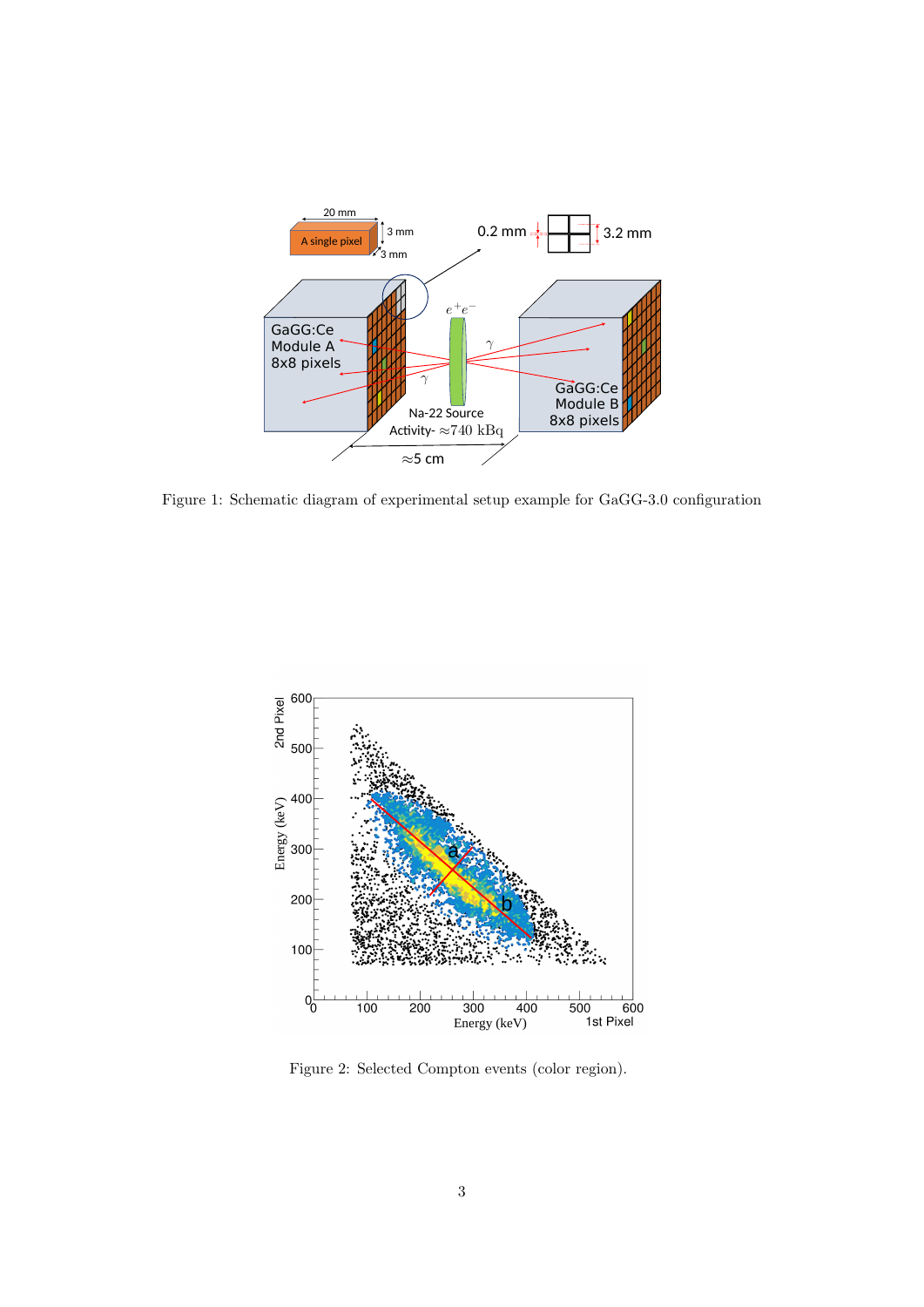Figure 1: Schematic diagram of experimental setup example for GaGG-3.0 configuration

Figure 2: Selected Compton events (color region).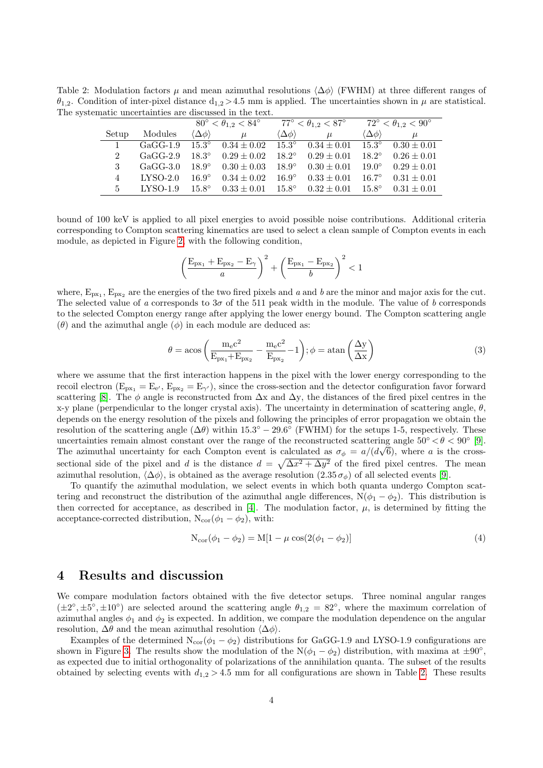Table 2: Modulation factors $\mu$ and mean azimuthal resolutions $\langle\Delta\phi\rangle$ (FWHM) at three different ranges of $\theta_{1,2}$. Condition of inter-pixel distance $d_{1,2} > 4.5$ mm is applied. The uncertainties shown in $\mu$ are statistical. The systematic uncertainties are discussed in the text.

| | | $80^\circ < \theta_{1,2} < 84^\circ$ | | $77^\circ < \theta_{1,2} < 87^\circ$ | | $72^\circ < \theta_{1,2} < 90^\circ$ | |
|---|---|---|---|---|---|---|---|
| Setup | Modules | $\langle\Delta\phi\rangle$ | $\mu$ | $\langle\Delta\phi\rangle$ | $\mu$ | $\langle\Delta\phi\rangle$ | $\mu$ |
| 1 | GaGG-1.9 | $15.3^\circ$ | $0.34 \pm 0.02$ | $15.3^\circ$ | $0.34 \pm 0.01$ | $15.3^\circ$ | $0.30 \pm 0.01$ |
| 2 | GaGG-2.9 | $18.3^\circ$ | $0.29 \pm 0.02$ | $18.2^\circ$ | $0.29 \pm 0.01$ | $18.2^\circ$ | $0.26 \pm 0.01$ |
| 3 | GaGG-3.0 | $18.9^\circ$ | $0.30 \pm 0.03$ | $18.9^\circ$ | $0.30 \pm 0.01$ | $19.0^\circ$ | $0.29 \pm 0.01$ |
| 4 | LYSO-2.0 | $16.9^\circ$ | $0.34 \pm 0.02$ | $16.9^\circ$ | $0.33 \pm 0.01$ | $16.7^\circ$ | $0.31 \pm 0.01$ |
| 5 | LYSO-1.9 | $15.8^\circ$ | $0.33 \pm 0.01$ | $15.8^\circ$ | $0.32 \pm 0.01$ | $15.8^\circ$ | $0.31 \pm 0.01$ |

bound of 100 keV is applied to all pixel energies to avoid possible noise contributions. Additional criteria corresponding to Compton scattering kinematics are used to select a clean sample of Compton events in each module, as depicted in Figure 2, with the following condition,

$$\left(\frac{\mathrm{E_{px_1}} + \mathrm{E_{px_2}} - \mathrm{E}_\gamma}{a}\right)^2 + \left(\frac{\mathrm{E_{px_1}} - \mathrm{E_{px_2}}}{b}\right)^2 < 1$$

where, $\mathrm{E_{px_1}}$, $\mathrm{E_{px_2}}$ are the energies of the two fired pixels and $a$ and $b$ are the minor and major axis for the cut. The selected value of $a$ corresponds to $3\sigma$ of the 511 peak width in the module. The value of $b$ corresponds to the selected Compton energy range after applying the lower energy bound. The Compton scattering angle ($\theta$) and the azimuthal angle ($\phi$) in each module are deduced as:

$$\theta = \mathrm{acos}\left(\frac{\mathrm{m_e c^2}}{\mathrm{E_{px_1}} + \mathrm{E_{px_2}}} - \frac{\mathrm{m_e c^2}}{\mathrm{E_{px_2}}} - 1\right); \phi = \mathrm{atan}\left(\frac{\Delta \mathrm{y}}{\Delta \mathrm{x}}\right) \tag{3}$$

where we assume that the first interaction happens in the pixel with the lower energy corresponding to the recoil electron ($\mathrm{E_{px_1}} = \mathrm{E_{e'}}$, $\mathrm{E_{px_2}} = \mathrm{E_{\gamma'}}$), since the cross-section and the detector configuration favor forward scattering [8]. The $\phi$ angle is reconstructed from $\Delta$x and $\Delta$y, the distances of the fired pixel centres in the x-y plane (perpendicular to the longer crystal axis). The uncertainty in determination of scattering angle, $\theta$, depends on the energy resolution of the pixels and following the principles of error propagation we obtain the resolution of the scattering angle ($\Delta\theta$) within $15.3^\circ - 29.6^\circ$ (FWHM) for the setups 1-5, respectively. These uncertainties remain almost constant over the range of the reconstructed scattering angle $50^\circ < \theta < 90^\circ$ [9]. The azimuthal uncertainty for each Compton event is calculated as $\sigma_\phi = a/(d\sqrt{6})$, where $a$ is the cross-sectional side of the pixel and $d$ is the distance $d = \sqrt{\Delta x^2 + \Delta y^2}$ of the fired pixel centres. The mean azimuthal resolution, $\langle\Delta\phi\rangle$, is obtained as the average resolution ($2.35\,\sigma_\phi$) of all selected events [9].

To quantify the azimuthal modulation, we select events in which both quanta undergo Compton scattering and reconstruct the distribution of the azimuthal angle differences, $\mathrm{N}(\phi_1 - \phi_2)$. This distribution is then corrected for acceptance, as described in [4]. The modulation factor, $\mu$, is determined by fitting the acceptance-corrected distribution, $\mathrm{N_{cor}}(\phi_1 - \phi_2)$, with:

$$\mathrm{N_{cor}}(\phi_1 - \phi_2) = \mathrm{M}[1 - \mu\cos(2(\phi_1 - \phi_2)] \tag{4}$$

## 4 Results and discussion

We compare modulation factors obtained with the five detector setups. Three nominal angular ranges ($\pm 2^\circ, \pm 5^\circ, \pm 10^\circ$) are selected around the scattering angle $\theta_{1,2} = 82^\circ$, where the maximum correlation of azimuthal angles $\phi_1$ and $\phi_2$ is expected. In addition, we compare the modulation dependence on the angular resolution, $\Delta\theta$ and the mean azimuthal resolution $\langle\Delta\phi\rangle$.

Examples of the determined $\mathrm{N_{cor}}(\phi_1 - \phi_2)$ distributions for GaGG-1.9 and LYSO-1.9 configurations are shown in Figure 3. The results show the modulation of the $\mathrm{N}(\phi_1 - \phi_2)$ distribution, with maxima at $\pm 90^\circ$, as expected due to initial orthogonality of polarizations of the annihilation quanta. The subset of the results obtained by selecting events with $d_{1,2} > 4.5$ mm for all configurations are shown in Table 2. These results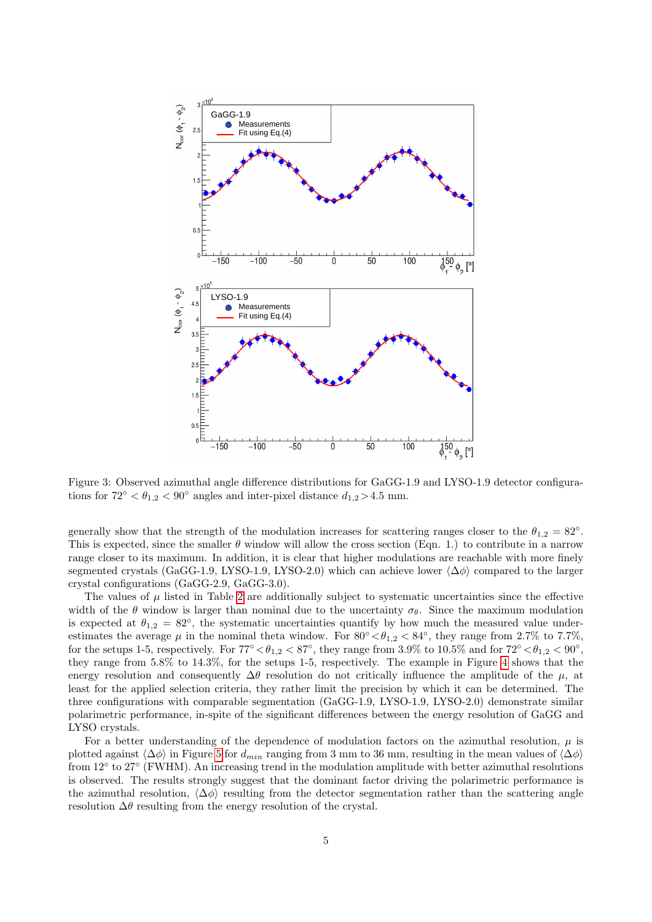Figure 3: Observed azimuthal angle difference distributions for GaGG-1.9 and LYSO-1.9 detector configurations for $72^\circ < \theta_{1,2} < 90^\circ$ angles and inter-pixel distance $d_{1,2} > 4.5$ mm.

generally show that the strength of the modulation increases for scattering ranges closer to the $\theta_{1,2} = 82^\circ$. This is expected, since the smaller $\theta$ window will allow the cross section (Eqn. 1.) to contribute in a narrow range closer to its maximum. In addition, it is clear that higher modulations are reachable with more finely segmented crystals (GaGG-1.9, LYSO-1.9, LYSO-2.0) which can achieve lower $\langle \Delta\phi \rangle$ compared to the larger crystal configurations (GaGG-2.9, GaGG-3.0).

The values of $\mu$ listed in Table 2 are additionally subject to systematic uncertainties since the effective width of the $\theta$ window is larger than nominal due to the uncertainty $\sigma_\theta$. Since the maximum modulation is expected at $\theta_{1,2} = 82^\circ$, the systematic uncertainties quantify by how much the measured value underestimates the average $\mu$ in the nominal theta window. For $80^\circ < \theta_{1,2} < 84^\circ$, they range from 2.7% to 7.7%, for the setups 1-5, respectively. For $77^\circ < \theta_{1,2} < 87^\circ$, they range from 3.9% to 10.5% and for $72^\circ < \theta_{1,2} < 90^\circ$, they range from 5.8% to 14.3%, for the setups 1-5, respectively. The example in Figure 4 shows that the energy resolution and consequently $\Delta\theta$ resolution do not critically influence the amplitude of the $\mu$, at least for the applied selection criteria, they rather limit the precision by which it can be determined. The three configurations with comparable segmentation (GaGG-1.9, LYSO-1.9, LYSO-2.0) demonstrate similar polarimetric performance, in-spite of the significant differences between the energy resolution of GaGG and LYSO crystals.

For a better understanding of the dependence of modulation factors on the azimuthal resolution, $\mu$ is plotted against $\langle \Delta\phi \rangle$ in Figure 5 for $d_{min}$ ranging from 3 mm to 36 mm, resulting in the mean values of $\langle \Delta\phi \rangle$ from $12^\circ$ to $27^\circ$ (FWHM). An increasing trend in the modulation amplitude with better azimuthal resolutions is observed. The results strongly suggest that the dominant factor driving the polarimetric performance is the azimuthal resolution, $\langle \Delta\phi \rangle$ resulting from the detector segmentation rather than the scattering angle resolution $\Delta\theta$ resulting from the energy resolution of the crystal.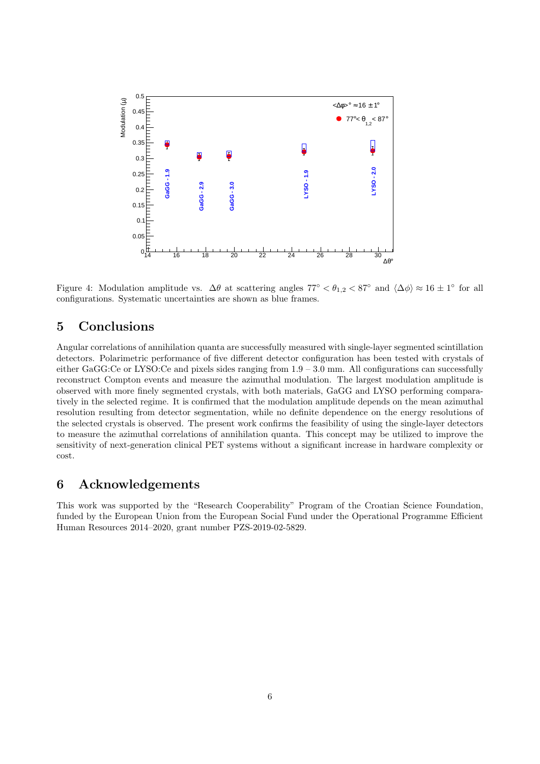Figure 4: Modulation amplitude vs. $\Delta\theta$ at scattering angles $77^{\circ} < \theta_{1,2} < 87^{\circ}$ and $\langle\Delta\phi\rangle \approx 16 \pm 1^{\circ}$ for all configurations. Systematic uncertainties are shown as blue frames.

## 5 Conclusions

Angular correlations of annihilation quanta are successfully measured with single-layer segmented scintillation detectors. Polarimetric performance of five different detector configuration has been tested with crystals of either GaGG:Ce or LYSO:Ce and pixels sides ranging from 1.9 – 3.0 mm. All configurations can successfully reconstruct Compton events and measure the azimuthal modulation. The largest modulation amplitude is observed with more finely segmented crystals, with both materials, GaGG and LYSO performing comparatively in the selected regime. It is confirmed that the modulation amplitude depends on the mean azimuthal resolution resulting from detector segmentation, while no definite dependence on the energy resolutions of the selected crystals is observed. The present work confirms the feasibility of using the single-layer detectors to measure the azimuthal correlations of annihilation quanta. This concept may be utilized to improve the sensitivity of next-generation clinical PET systems without a significant increase in hardware complexity or cost.

## 6 Acknowledgements

This work was supported by the "Research Cooperability" Program of the Croatian Science Foundation, funded by the European Union from the European Social Fund under the Operational Programme Efficient Human Resources 2014–2020, grant number PZS-2019-02-5829.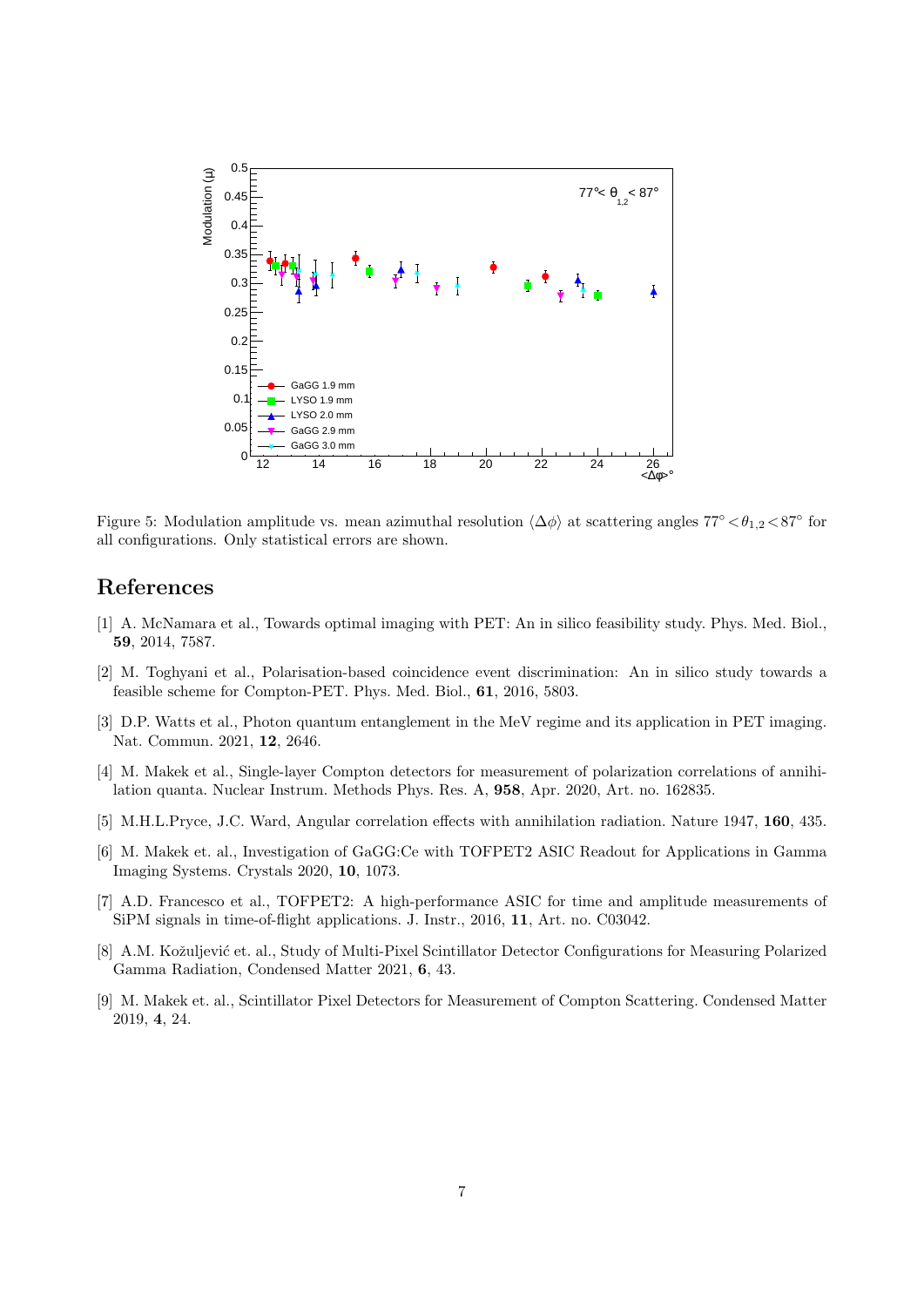Modulation (μ)

0.5
0.45
0.4
0.35
0.3
0.25
0.2
0.15
0.1
0.05
0

12 14 16 18 20 22 24 26

<Δφ>°

77°< θ$_{1,2}$ < 87°

GaGG 1.9 mm
LYSO 1.9 mm
LYSO 2.0 mm
GaGG 2.9 mm
GaGG 3.0 mm

Figure 5: Modulation amplitude vs. mean azimuthal resolution $\langle\Delta\phi\rangle$ at scattering angles $77^\circ < \theta_{1,2} < 87^\circ$ for all configurations. Only statistical errors are shown.

# References

[1] A. McNamara et al., Towards optimal imaging with PET: An in silico feasibility study. Phys. Med. Biol., **59**, 2014, 7587.

[2] M. Toghyani et al., Polarisation-based coincidence event discrimination: An in silico study towards a feasible scheme for Compton-PET. Phys. Med. Biol., **61**, 2016, 5803.

[3] D.P. Watts et al., Photon quantum entanglement in the MeV regime and its application in PET imaging. Nat. Commun. 2021, **12**, 2646.

[4] M. Makek et al., Single-layer Compton detectors for measurement of polarization correlations of annihilation quanta. Nuclear Instrum. Methods Phys. Res. A, **958**, Apr. 2020, Art. no. 162835.

[5] M.H.L.Pryce, J.C. Ward, Angular correlation effects with annihilation radiation. Nature 1947, **160**, 435.

[6] M. Makek et. al., Investigation of GaGG:Ce with TOFPET2 ASIC Readout for Applications in Gamma Imaging Systems. Crystals 2020, **10**, 1073.

[7] A.D. Francesco et al., TOFPET2: A high-performance ASIC for time and amplitude measurements of SiPM signals in time-of-flight applications. J. Instr., 2016, **11**, Art. no. C03042.

[8] A.M. Kožuljević et. al., Study of Multi-Pixel Scintillator Detector Configurations for Measuring Polarized Gamma Radiation, Condensed Matter 2021, **6**, 43.

[9] M. Makek et. al., Scintillator Pixel Detectors for Measurement of Compton Scattering. Condensed Matter 2019, **4**, 24.